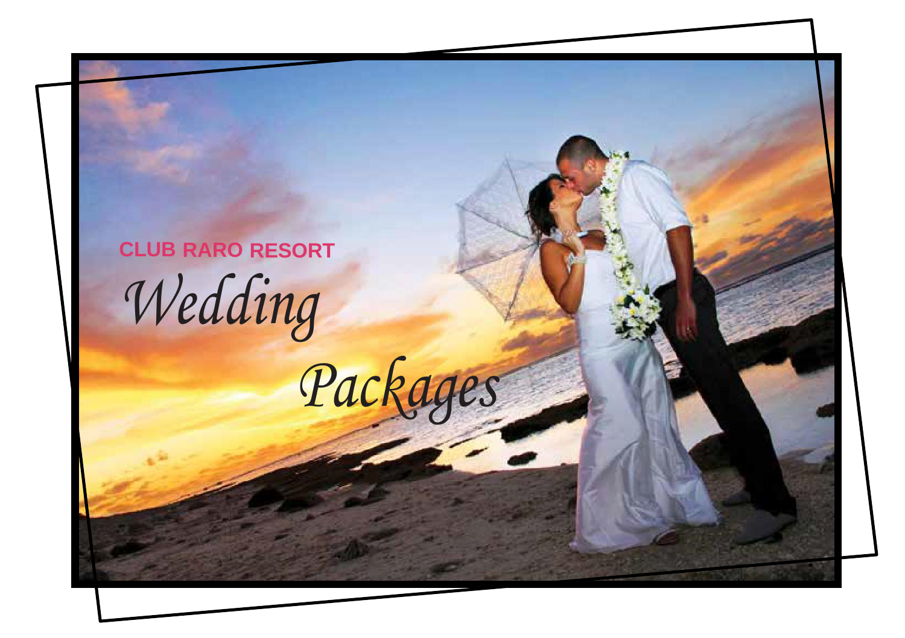CLUB RARO RESORT

# *Wedding Packages*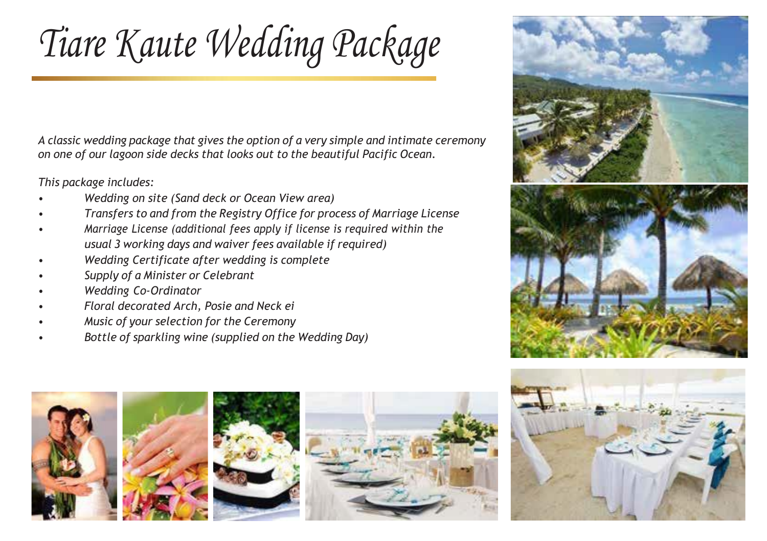# Tiare Kaute Wedding Package

*A classic wedding package that gives the option of a very simple and intimate ceremony on one of our lagoon side decks that looks out to the beautiful Pacific Ocean.*

*This package includes:*

- *Wedding on site (Sand deck or Ocean View area)*
- *Transfers to and from the Registry Office for process of Marriage License*
- *Marriage License (additional fees apply if license is required within the usual 3 working days and waiver fees available if required)*
- *Wedding Certificate after wedding is complete*
- *Supply of a Minister or Celebrant*
- *Wedding Co-Ordinator*
- *Floral decorated Arch, Posie and Neck ei*
- *Music of your selection for the Ceremony*
- *Bottle of sparkling wine (supplied on the Wedding Day)*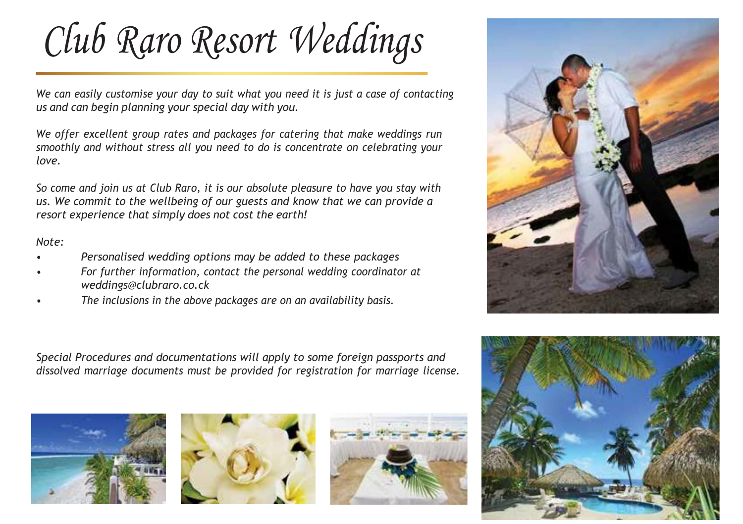# Club Raro Resort Weddings

*We can easily customise your day to suit what you need it is just a case of contacting us and can begin planning your special day with you.*

*We offer excellent group rates and packages for catering that make weddings run smoothly and without stress all you need to do is concentrate on celebrating your love.*

*So come and join us at Club Raro, it is our absolute pleasure to have you stay with us. We commit to the wellbeing of our guests and know that we can provide a resort experience that simply does not cost the earth!*

*Note:*

- *Personalised wedding options may be added to these packages*
- *For further information, contact the personal wedding coordinator at weddings@clubraro.co.ck*
- *The inclusions in the above packages are on an availability basis.*

*Special Procedures and documentations will apply to some foreign passports and dissolved marriage documents must be provided for registration for marriage license.*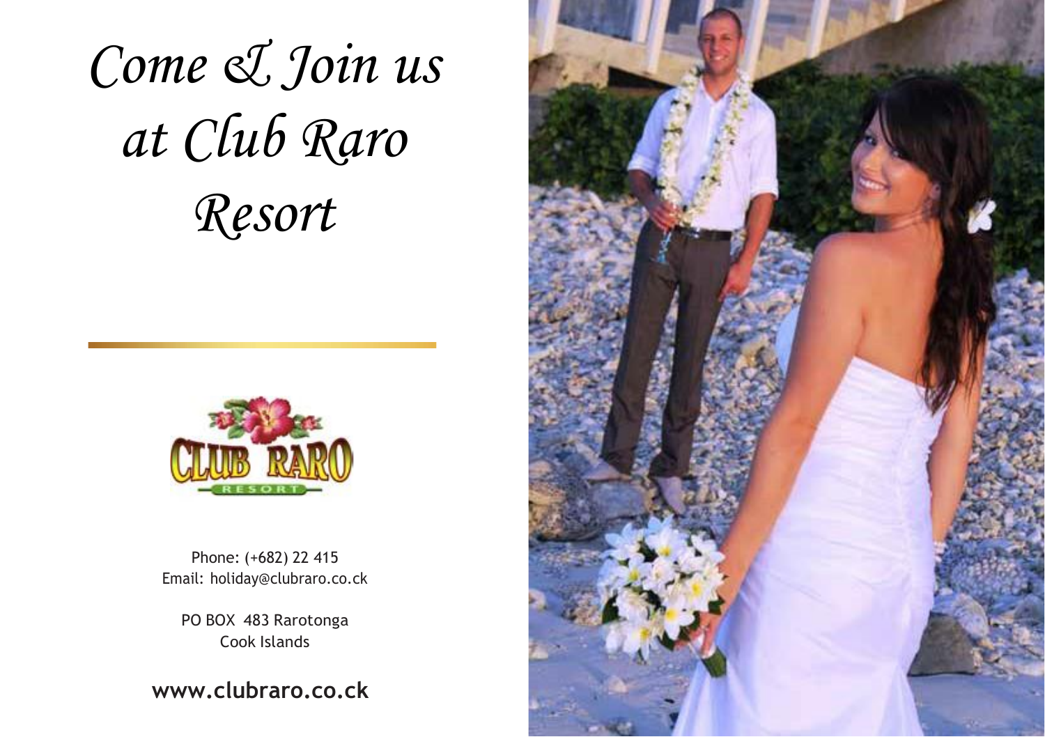# *Come & Join us at Club Raro Resort*

Phone: (+682) 22 415
Email: holiday@clubraro.co.ck

PO BOX 483 Rarotonga
Cook Islands

**www.clubraro.co.ck**